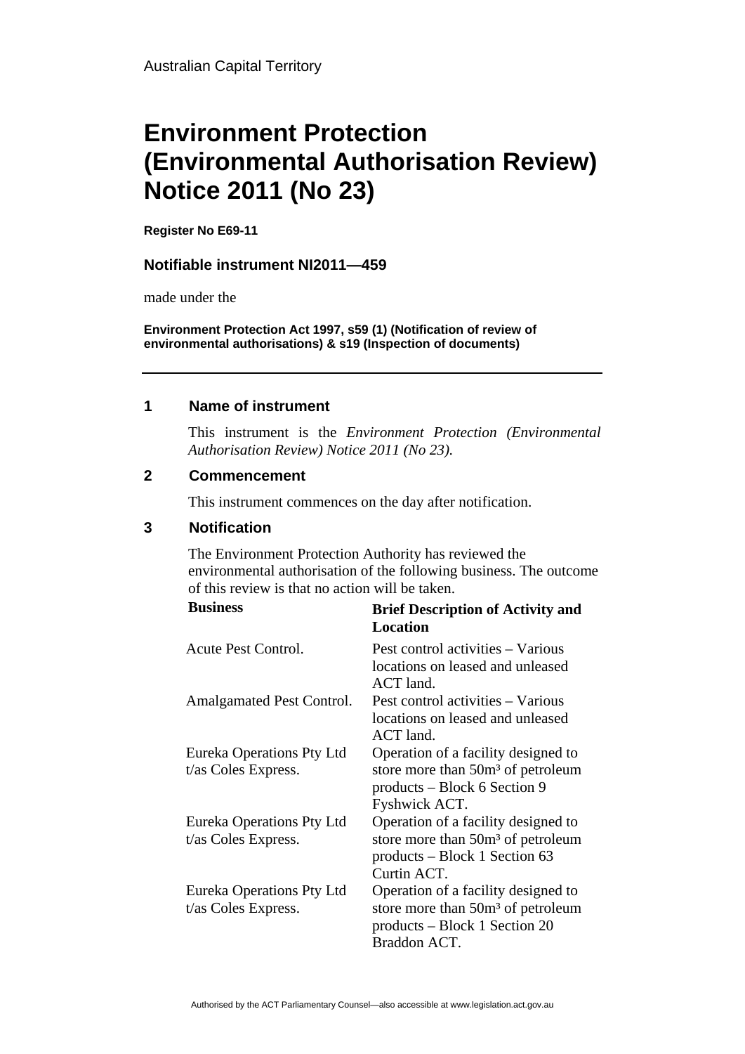Australian Capital Territory

# Environment Protection (Environmental Authorisation Review) Notice 2011 (No 23)

**Register No E69-11**

**Notifiable instrument NI2011—459**

made under the

**Environment Protection Act 1997, s59 (1) (Notification of review of environmental authorisations) & s19 (Inspection of documents)**

---

## 1 Name of instrument

This instrument is the *Environment Protection (Environmental Authorisation Review) Notice 2011 (No 23).*

## 2 Commencement

This instrument commences on the day after notification.

## 3 Notification

The Environment Protection Authority has reviewed the environmental authorisation of the following business. The outcome of this review is that no action will be taken.

| Business | Brief Description of Activity and Location |
|---|---|
| Acute Pest Control. | Pest control activities – Various locations on leased and unleased ACT land. |
| Amalgamated Pest Control. | Pest control activities – Various locations on leased and unleased ACT land. |
| Eureka Operations Pty Ltd t/as Coles Express. | Operation of a facility designed to store more than 50m³ of petroleum products – Block 6 Section 9 Fyshwick ACT. |
| Eureka Operations Pty Ltd t/as Coles Express. | Operation of a facility designed to store more than 50m³ of petroleum products – Block 1 Section 63 Curtin ACT. |
| Eureka Operations Pty Ltd t/as Coles Express. | Operation of a facility designed to store more than 50m³ of petroleum products – Block 1 Section 20 Braddon ACT. |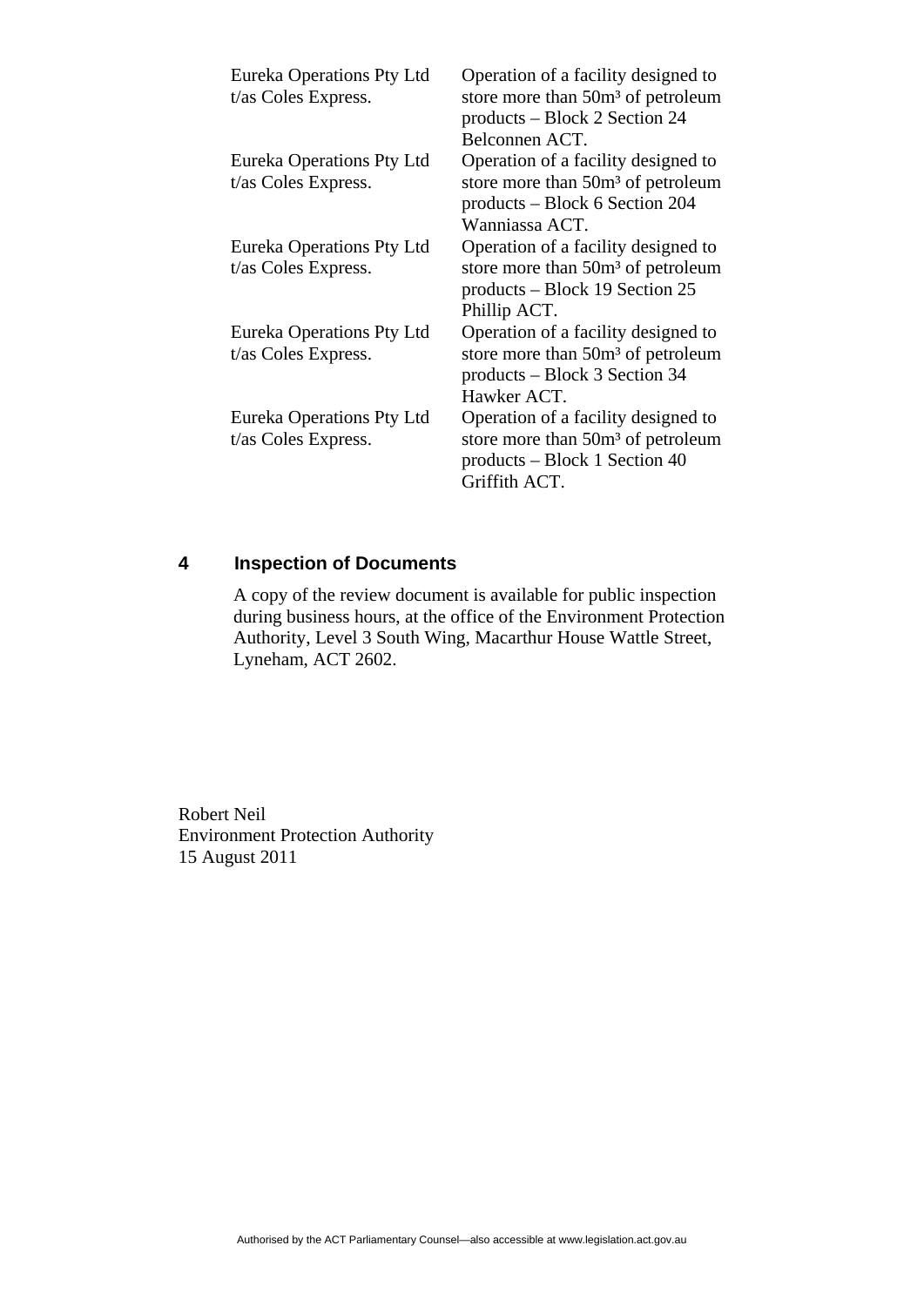| | |
|---|---|
| Eureka Operations Pty Ltd t/as Coles Express. | Operation of a facility designed to store more than $50m^3$ of petroleum products – Block 2 Section 24 Belconnen ACT. |
| Eureka Operations Pty Ltd t/as Coles Express. | Operation of a facility designed to store more than $50m^3$ of petroleum products – Block 6 Section 204 Wanniassa ACT. |
| Eureka Operations Pty Ltd t/as Coles Express. | Operation of a facility designed to store more than $50m^3$ of petroleum products – Block 19 Section 25 Phillip ACT. |
| Eureka Operations Pty Ltd t/as Coles Express. | Operation of a facility designed to store more than $50m^3$ of petroleum products – Block 3 Section 34 Hawker ACT. |
| Eureka Operations Pty Ltd t/as Coles Express. | Operation of a facility designed to store more than $50m^3$ of petroleum products – Block 1 Section 40 Griffith ACT. |

## 4 Inspection of Documents

A copy of the review document is available for public inspection during business hours, at the office of the Environment Protection Authority, Level 3 South Wing, Macarthur House Wattle Street, Lyneham, ACT 2602.

Robert Neil
Environment Protection Authority
15 August 2011